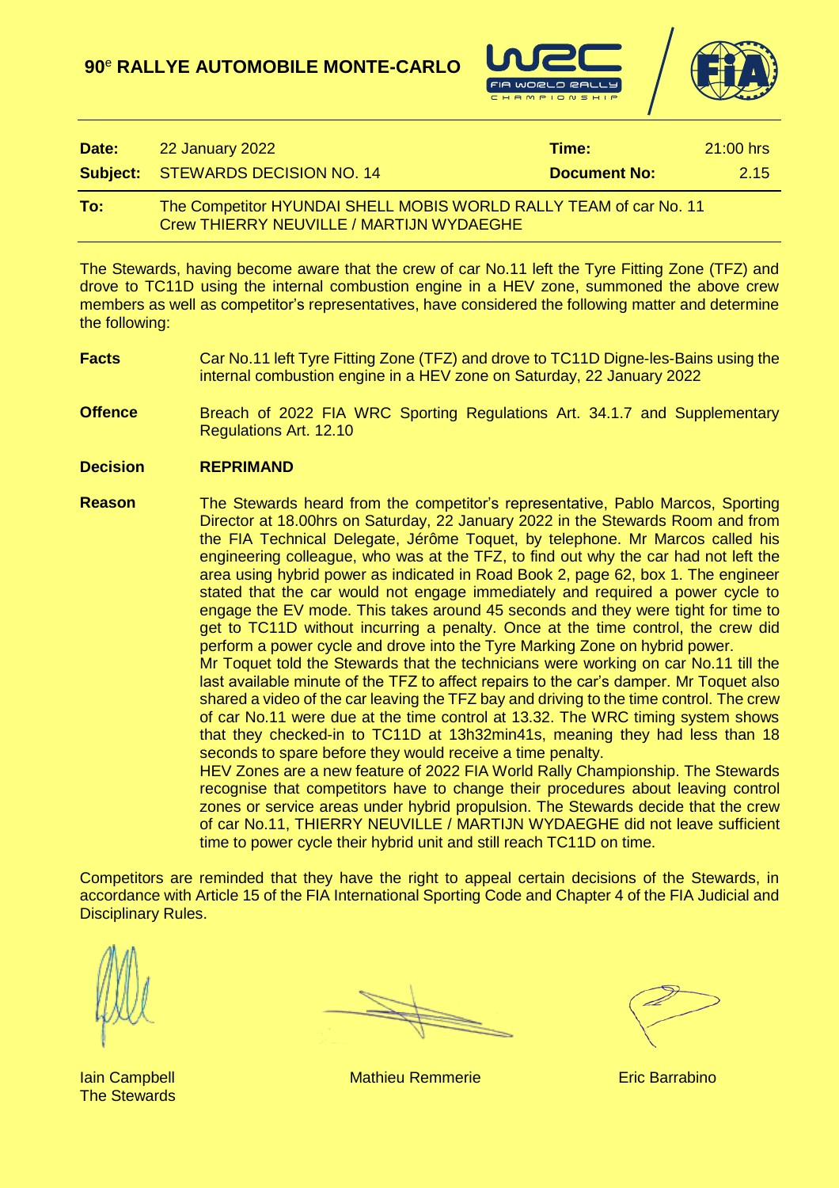# 90e RALLYE AUTOMOBILE MONTE-CARLO

| | | | |
|---|---|---|---|
| **Date:** | 22 January 2022 | **Time:** | 21:00 hrs |
| **Subject:** | STEWARDS DECISION NO. 14 | **Document No:** | 2.15 |

**To:** The Competitor HYUNDAI SHELL MOBIS WORLD RALLY TEAM of car No. 11
Crew THIERRY NEUVILLE / MARTIJN WYDAEGHE

The Stewards, having become aware that the crew of car No.11 left the Tyre Fitting Zone (TFZ) and drove to TC11D using the internal combustion engine in a HEV zone, summoned the above crew members as well as competitor's representatives, have considered the following matter and determine the following:

**Facts** Car No.11 left Tyre Fitting Zone (TFZ) and drove to TC11D Digne-les-Bains using the internal combustion engine in a HEV zone on Saturday, 22 January 2022

**Offence** Breach of 2022 FIA WRC Sporting Regulations Art. 34.1.7 and Supplementary Regulations Art. 12.10

**Decision** **REPRIMAND**

**Reason** The Stewards heard from the competitor's representative, Pablo Marcos, Sporting Director at 18.00hrs on Saturday, 22 January 2022 in the Stewards Room and from the FIA Technical Delegate, Jérôme Toquet, by telephone. Mr Marcos called his engineering colleague, who was at the TFZ, to find out why the car had not left the area using hybrid power as indicated in Road Book 2, page 62, box 1. The engineer stated that the car would not engage immediately and required a power cycle to engage the EV mode. This takes around 45 seconds and they were tight for time to get to TC11D without incurring a penalty. Once at the time control, the crew did perform a power cycle and drove into the Tyre Marking Zone on hybrid power.

Mr Toquet told the Stewards that the technicians were working on car No.11 till the last available minute of the TFZ to affect repairs to the car's damper. Mr Toquet also shared a video of the car leaving the TFZ bay and driving to the time control. The crew of car No.11 were due at the time control at 13.32. The WRC timing system shows that they checked-in to TC11D at 13h32min41s, meaning they had less than 18 seconds to spare before they would receive a time penalty.

HEV Zones are a new feature of 2022 FIA World Rally Championship. The Stewards recognise that competitors have to change their procedures about leaving control zones or service areas under hybrid propulsion. The Stewards decide that the crew of car No.11, THIERRY NEUVILLE / MARTIJN WYDAEGHE did not leave sufficient time to power cycle their hybrid unit and still reach TC11D on time.

Competitors are reminded that they have the right to appeal certain decisions of the Stewards, in accordance with Article 15 of the FIA International Sporting Code and Chapter 4 of the FIA Judicial and Disciplinary Rules.

| | | |
|---|---|---|
| Iain Campbell | Mathieu Remmerie | Eric Barrabino |

The Stewards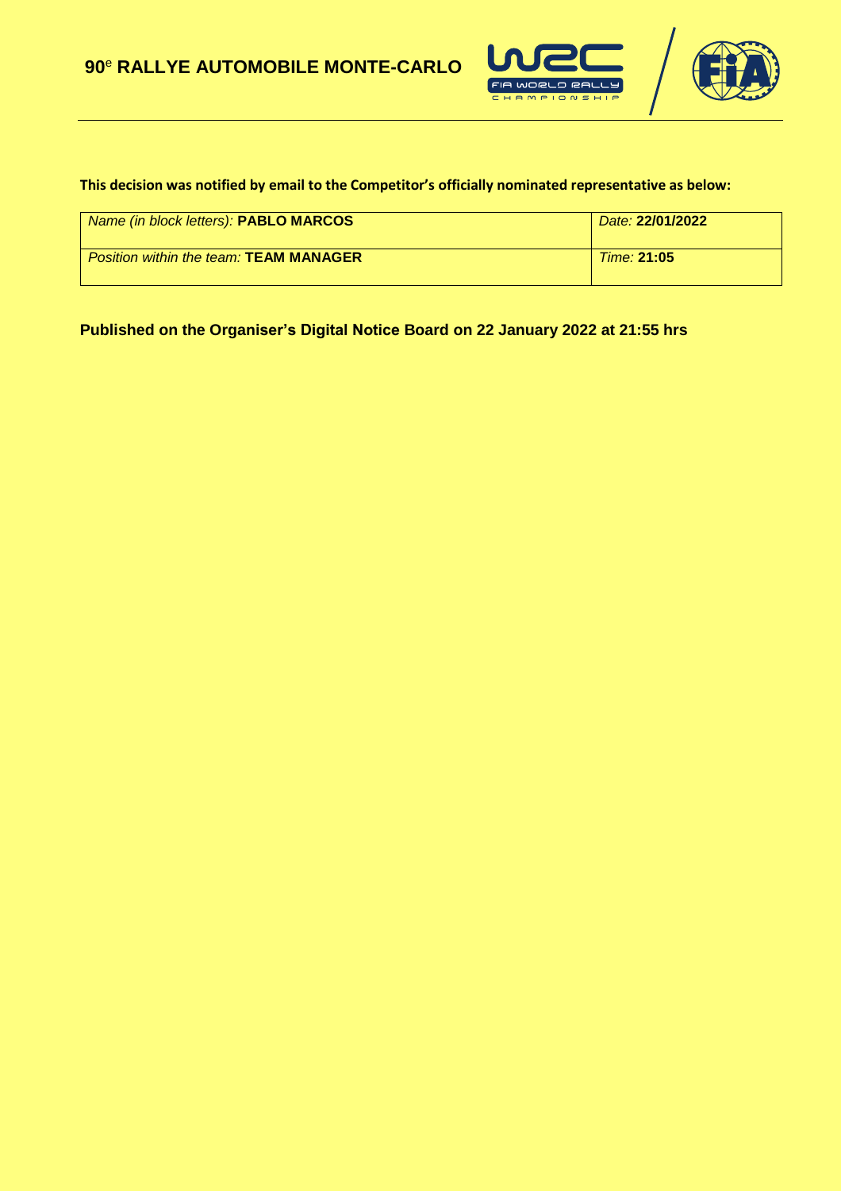**This decision was notified by email to the Competitor's officially nominated representative as below:**

| | |
|---|---|
| *Name (in block letters):* **PABLO MARCOS** | *Date:* **22/01/2022** |
| *Position within the team:* **TEAM MANAGER** | *Time:* **21:05** |

**Published on the Organiser's Digital Notice Board on 22 January 2022 at 21:55 hrs**